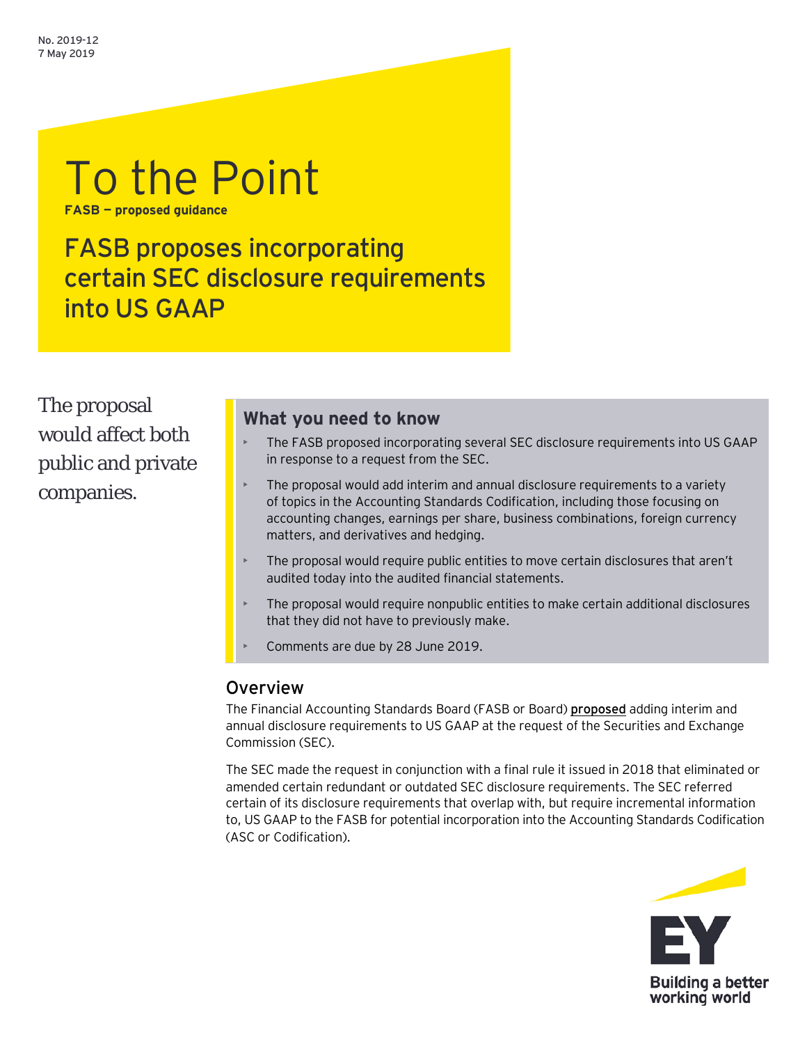No. 2019-12
7 May 2019

# To the Point

**FASB — proposed guidance**

## FASB proposes incorporating certain SEC disclosure requirements into US GAAP

The proposal would affect both public and private companies.

### What you need to know

- The FASB proposed incorporating several SEC disclosure requirements into US GAAP in response to a request from the SEC.
- The proposal would add interim and annual disclosure requirements to a variety of topics in the Accounting Standards Codification, including those focusing on accounting changes, earnings per share, business combinations, foreign currency matters, and derivatives and hedging.
- The proposal would require public entities to move certain disclosures that aren't audited today into the audited financial statements.
- The proposal would require nonpublic entities to make certain additional disclosures that they did not have to previously make.
- Comments are due by 28 June 2019.

## Overview

The Financial Accounting Standards Board (FASB or Board) **proposed** adding interim and annual disclosure requirements to US GAAP at the request of the Securities and Exchange Commission (SEC).

The SEC made the request in conjunction with a final rule it issued in 2018 that eliminated or amended certain redundant or outdated SEC disclosure requirements. The SEC referred certain of its disclosure requirements that overlap with, but require incremental information to, US GAAP to the FASB for potential incorporation into the Accounting Standards Codification (ASC or Codification).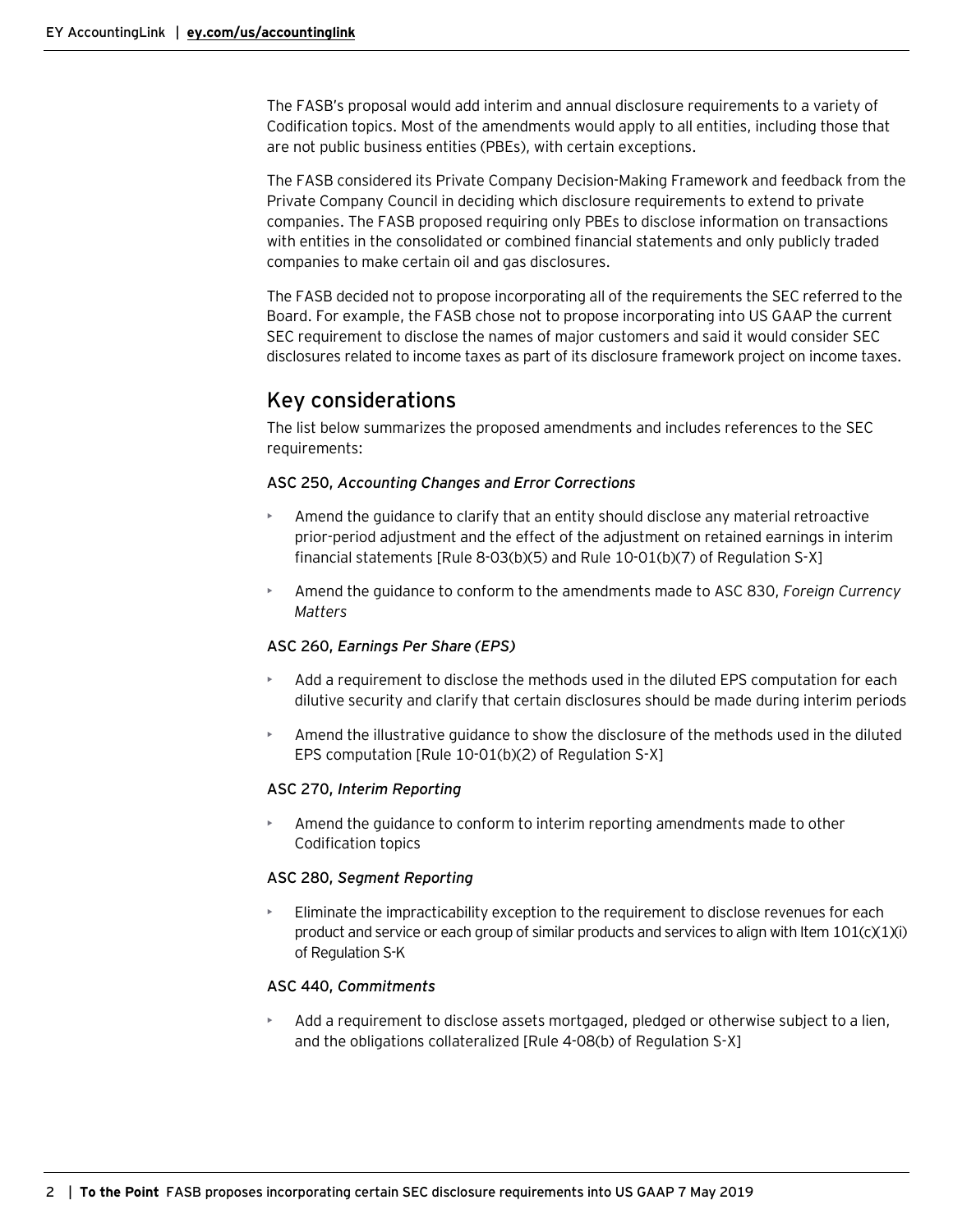The FASB's proposal would add interim and annual disclosure requirements to a variety of Codification topics. Most of the amendments would apply to all entities, including those that are not public business entities (PBEs), with certain exceptions.

The FASB considered its Private Company Decision-Making Framework and feedback from the Private Company Council in deciding which disclosure requirements to extend to private companies. The FASB proposed requiring only PBEs to disclose information on transactions with entities in the consolidated or combined financial statements and only publicly traded companies to make certain oil and gas disclosures.

The FASB decided not to propose incorporating all of the requirements the SEC referred to the Board. For example, the FASB chose not to propose incorporating into US GAAP the current SEC requirement to disclose the names of major customers and said it would consider SEC disclosures related to income taxes as part of its disclosure framework project on income taxes.

## Key considerations

The list below summarizes the proposed amendments and includes references to the SEC requirements:

### ASC 250, *Accounting Changes and Error Corrections*

- Amend the guidance to clarify that an entity should disclose any material retroactive prior-period adjustment and the effect of the adjustment on retained earnings in interim financial statements [Rule 8-03(b)(5) and Rule 10-01(b)(7) of Regulation S-X]
- Amend the guidance to conform to the amendments made to ASC 830, *Foreign Currency Matters*

### ASC 260, *Earnings Per Share (EPS)*

- Add a requirement to disclose the methods used in the diluted EPS computation for each dilutive security and clarify that certain disclosures should be made during interim periods
- Amend the illustrative guidance to show the disclosure of the methods used in the diluted EPS computation [Rule 10-01(b)(2) of Regulation S-X]

### ASC 270, *Interim Reporting*

- Amend the guidance to conform to interim reporting amendments made to other Codification topics

### ASC 280, *Segment Reporting*

- Eliminate the impracticability exception to the requirement to disclose revenues for each product and service or each group of similar products and services to align with Item 101(c)(1)(i) of Regulation S-K

### ASC 440, *Commitments*

- Add a requirement to disclose assets mortgaged, pledged or otherwise subject to a lien, and the obligations collateralized [Rule 4-08(b) of Regulation S-X]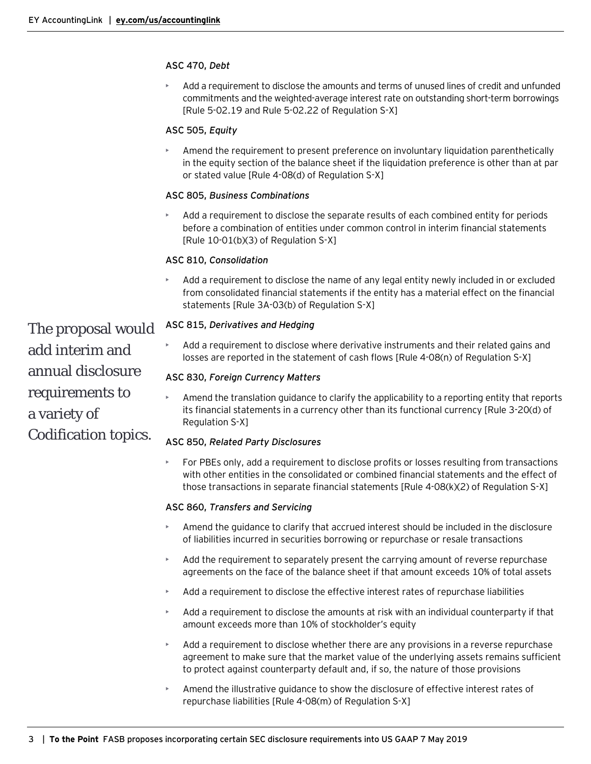### ASC 470, *Debt*

- Add a requirement to disclose the amounts and terms of unused lines of credit and unfunded commitments and the weighted-average interest rate on outstanding short-term borrowings [Rule 5-02.19 and Rule 5-02.22 of Regulation S-X]

### ASC 505, *Equity*

- Amend the requirement to present preference on involuntary liquidation parenthetically in the equity section of the balance sheet if the liquidation preference is other than at par or stated value [Rule 4-08(d) of Regulation S-X]

### ASC 805, *Business Combinations*

- Add a requirement to disclose the separate results of each combined entity for periods before a combination of entities under common control in interim financial statements [Rule 10-01(b)(3) of Regulation S-X]

### ASC 810, *Consolidation*

- Add a requirement to disclose the name of any legal entity newly included in or excluded from consolidated financial statements if the entity has a material effect on the financial statements [Rule 3A-03(b) of Regulation S-X]

The proposal would add interim and annual disclosure requirements to a variety of Codification topics.

### ASC 815, *Derivatives and Hedging*

- Add a requirement to disclose where derivative instruments and their related gains and losses are reported in the statement of cash flows [Rule 4-08(n) of Regulation S-X]

### ASC 830, *Foreign Currency Matters*

- Amend the translation guidance to clarify the applicability to a reporting entity that reports its financial statements in a currency other than its functional currency [Rule 3-20(d) of Regulation S-X]

### ASC 850, *Related Party Disclosures*

- For PBEs only, add a requirement to disclose profits or losses resulting from transactions with other entities in the consolidated or combined financial statements and the effect of those transactions in separate financial statements [Rule 4-08(k)(2) of Regulation S-X]

### ASC 860, *Transfers and Servicing*

- Amend the guidance to clarify that accrued interest should be included in the disclosure of liabilities incurred in securities borrowing or repurchase or resale transactions
- Add the requirement to separately present the carrying amount of reverse repurchase agreements on the face of the balance sheet if that amount exceeds 10% of total assets
- Add a requirement to disclose the effective interest rates of repurchase liabilities
- Add a requirement to disclose the amounts at risk with an individual counterparty if that amount exceeds more than 10% of stockholder's equity
- Add a requirement to disclose whether there are any provisions in a reverse repurchase agreement to make sure that the market value of the underlying assets remains sufficient to protect against counterparty default and, if so, the nature of those provisions
- Amend the illustrative guidance to show the disclosure of effective interest rates of repurchase liabilities [Rule 4-08(m) of Regulation S-X]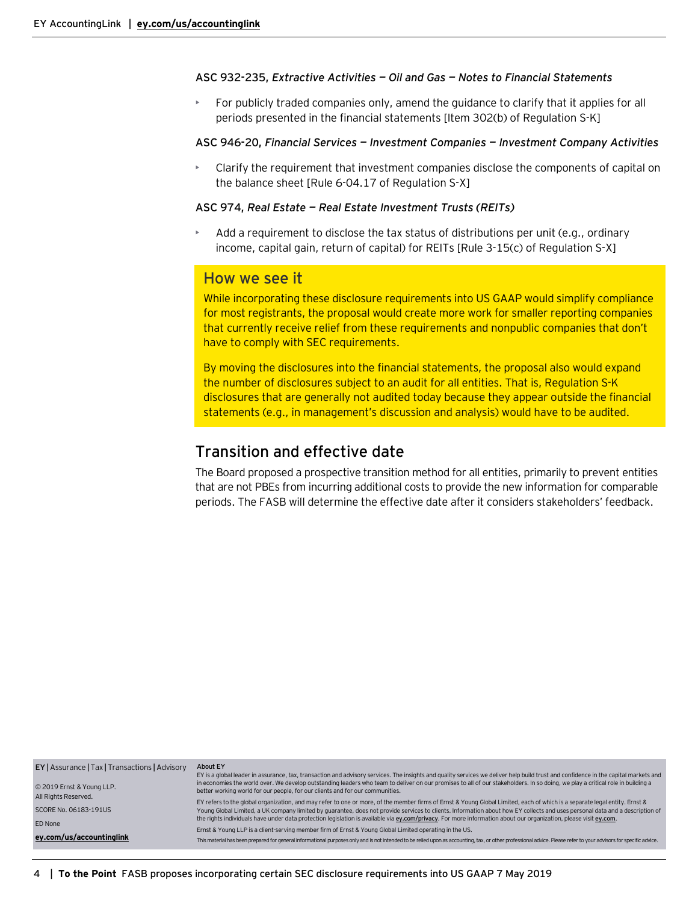**ASC 932-235,** ***Extractive Activities — Oil and Gas — Notes to Financial Statements***

- For publicly traded companies only, amend the guidance to clarify that it applies for all periods presented in the financial statements [Item 302(b) of Regulation S-K]

**ASC 946-20,** ***Financial Services — Investment Companies — Investment Company Activities***

- Clarify the requirement that investment companies disclose the components of capital on the balance sheet [Rule 6-04.17 of Regulation S-X]

**ASC 974,** ***Real Estate — Real Estate Investment Trusts (REITs)***

- Add a requirement to disclose the tax status of distributions per unit (e.g., ordinary income, capital gain, return of capital) for REITs [Rule 3-15(c) of Regulation S-X]

### How we see it

While incorporating these disclosure requirements into US GAAP would simplify compliance for most registrants, the proposal would create more work for smaller reporting companies that currently receive relief from these requirements and nonpublic companies that don't have to comply with SEC requirements.

By moving the disclosures into the financial statements, the proposal also would expand the number of disclosures subject to an audit for all entities. That is, Regulation S-K disclosures that are generally not audited today because they appear outside the financial statements (e.g., in management's discussion and analysis) would have to be audited.

## Transition and effective date

The Board proposed a prospective transition method for all entities, primarily to prevent entities that are not PBEs from incurring additional costs to provide the new information for comparable periods. The FASB will determine the effective date after it considers stakeholders' feedback.

**EY** | Assurance | Tax | Transactions | Advisory

© 2019 Ernst & Young LLP.
All Rights Reserved.

SCORE No. 06183-191US

ED None

**ey.com/us/accountinglink**

**About EY**

EY is a global leader in assurance, tax, transaction and advisory services. The insights and quality services we deliver help build trust and confidence in the capital markets and in economies the world over. We develop outstanding leaders who team to deliver on our promises to all of our stakeholders. In so doing, we play a critical role in building a better working world for our people, for our clients and for our communities.

EY refers to the global organization, and may refer to one or more, of the member firms of Ernst & Young Global Limited, each of which is a separate legal entity. Ernst & Young Global Limited, a UK company limited by guarantee, does not provide services to clients. Information about how EY collects and uses personal data and a description of the rights individuals have under data protection legislation is available via **ey.com/privacy**. For more information about our organization, please visit **ey.com**.

Ernst & Young LLP is a client-serving member firm of Ernst & Young Global Limited operating in the US.

This material has been prepared for general informational purposes only and is not intended to be relied upon as accounting, tax, or other professional advice. Please refer to your advisors for specific advice.